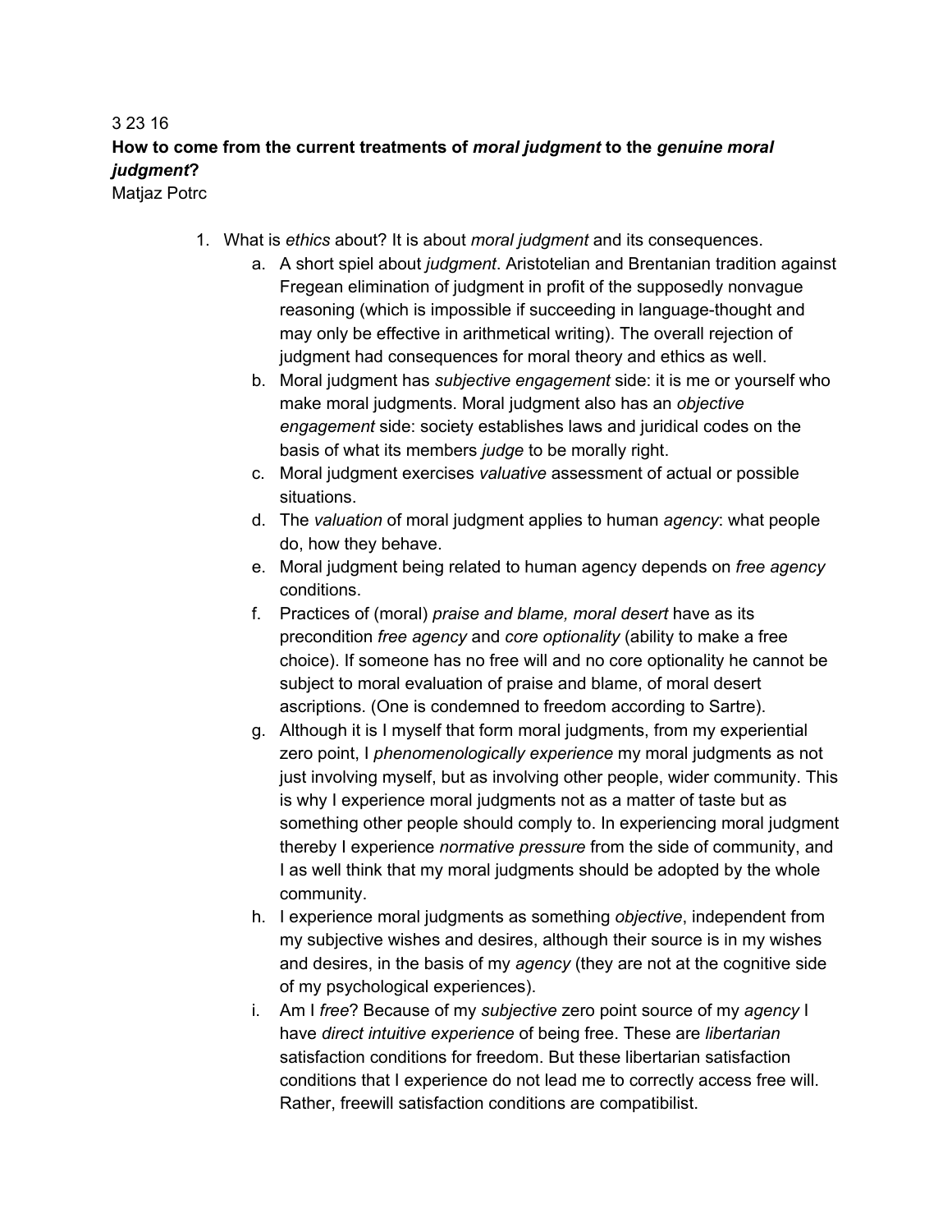3 23 16

**How to come from the current treatments of *moral judgment* to the *genuine moral judgment*?**

Matjaz Potrc

1. What is *ethics* about? It is about *moral judgment* and its consequences.
   a. A short spiel about *judgment*. Aristotelian and Brentanian tradition against Fregean elimination of judgment in profit of the supposedly nonvague reasoning (which is impossible if succeeding in language-thought and may only be effective in arithmetical writing). The overall rejection of judgment had consequences for moral theory and ethics as well.
   b. Moral judgment has *subjective engagement* side: it is me or yourself who make moral judgments. Moral judgment also has an *objective engagement* side: society establishes laws and juridical codes on the basis of what its members *judge* to be morally right.
   c. Moral judgment exercises *valuative* assessment of actual or possible situations.
   d. The *valuation* of moral judgment applies to human *agency*: what people do, how they behave.
   e. Moral judgment being related to human agency depends on *free agency* conditions.
   f. Practices of (moral) *praise and blame, moral desert* have as its precondition *free agency* and *core optionality* (ability to make a free choice). If someone has no free will and no core optionality he cannot be subject to moral evaluation of praise and blame, of moral desert ascriptions. (One is condemned to freedom according to Sartre).
   g. Although it is I myself that form moral judgments, from my experiential zero point, I *phenomenologically experience* my moral judgments as not just involving myself, but as involving other people, wider community. This is why I experience moral judgments not as a matter of taste but as something other people should comply to. In experiencing moral judgment thereby I experience *normative pressure* from the side of community, and I as well think that my moral judgments should be adopted by the whole community.
   h. I experience moral judgments as something *objective*, independent from my subjective wishes and desires, although their source is in my wishes and desires, in the basis of my *agency* (they are not at the cognitive side of my psychological experiences).
   i. Am I *free*? Because of my *subjective* zero point source of my *agency* I have *direct intuitive experience* of being free. These are *libertarian* satisfaction conditions for freedom. But these libertarian satisfaction conditions that I experience do not lead me to correctly access free will. Rather, freewill satisfaction conditions are compatibilist.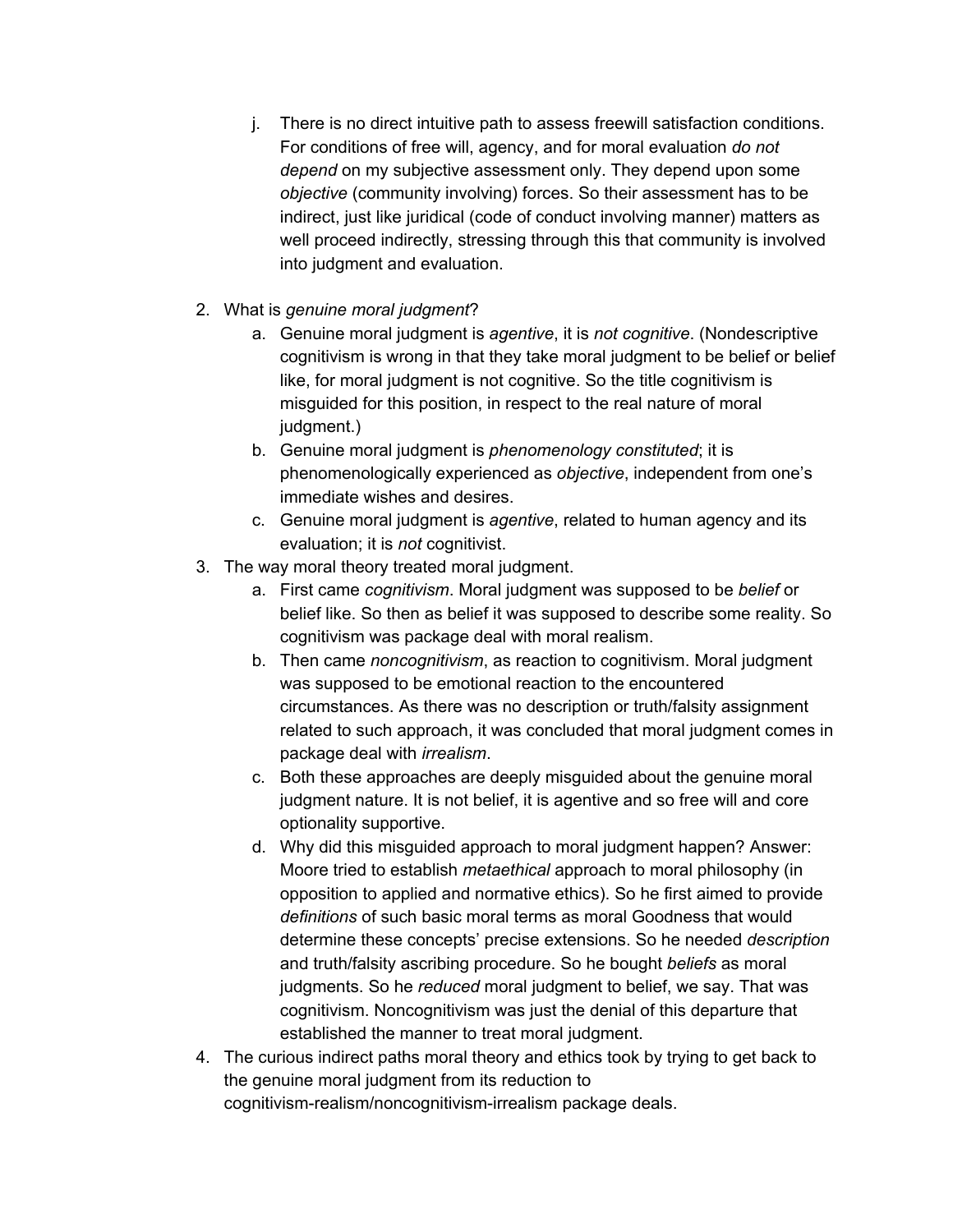j. There is no direct intuitive path to assess freewill satisfaction conditions. For conditions of free will, agency, and for moral evaluation *do not depend* on my subjective assessment only. They depend upon some *objective* (community involving) forces. So their assessment has to be indirect, just like juridical (code of conduct involving manner) matters as well proceed indirectly, stressing through this that community is involved into judgment and evaluation.

2. What is *genuine moral judgment*?
   a. Genuine moral judgment is *agentive*, it is *not cognitive*. (Nondescriptive cognitivism is wrong in that they take moral judgment to be belief or belief like, for moral judgment is not cognitive. So the title cognitivism is misguided for this position, in respect to the real nature of moral judgment.)
   b. Genuine moral judgment is *phenomenology constituted*; it is phenomenologically experienced as *objective*, independent from one's immediate wishes and desires.
   c. Genuine moral judgment is *agentive*, related to human agency and its evaluation; it is *not* cognitivist.
3. The way moral theory treated moral judgment.
   a. First came *cognitivism*. Moral judgment was supposed to be *belief* or belief like. So then as belief it was supposed to describe some reality. So cognitivism was package deal with moral realism.
   b. Then came *noncognitivism*, as reaction to cognitivism. Moral judgment was supposed to be emotional reaction to the encountered circumstances. As there was no description or truth/falsity assignment related to such approach, it was concluded that moral judgment comes in package deal with *irrealism*.
   c. Both these approaches are deeply misguided about the genuine moral judgment nature. It is not belief, it is agentive and so free will and core optionality supportive.
   d. Why did this misguided approach to moral judgment happen? Answer: Moore tried to establish *metaethical* approach to moral philosophy (in opposition to applied and normative ethics). So he first aimed to provide *definitions* of such basic moral terms as moral Goodness that would determine these concepts' precise extensions. So he needed *description* and truth/falsity ascribing procedure. So he bought *beliefs* as moral judgments. So he *reduced* moral judgment to belief, we say. That was cognitivism. Noncognitivism was just the denial of this departure that established the manner to treat moral judgment.
4. The curious indirect paths moral theory and ethics took by trying to get back to the genuine moral judgment from its reduction to cognitivism-realism/noncognitivism-irrealism package deals.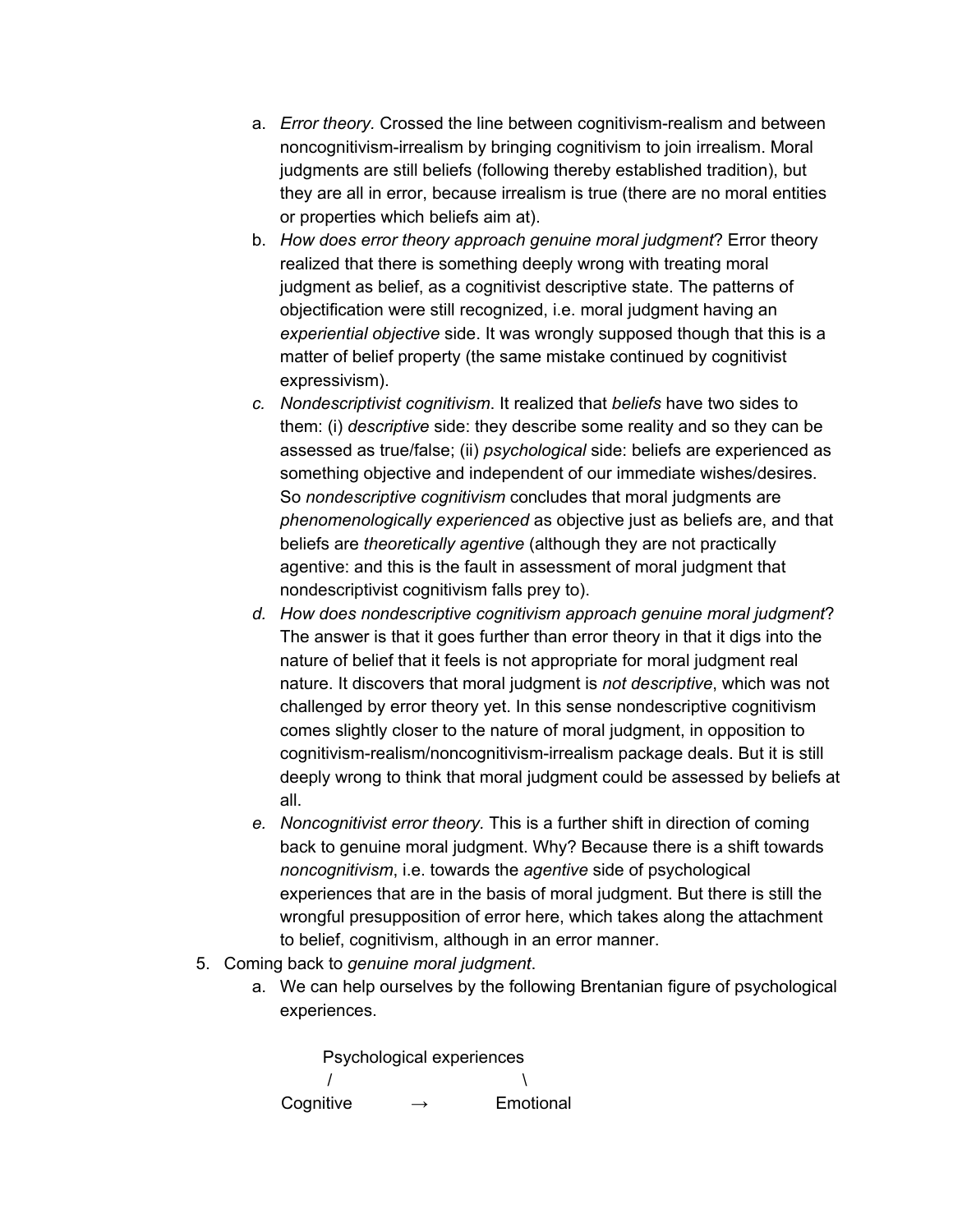a. *Error theory.* Crossed the line between cognitivism-realism and between noncognitivism-irrealism by bringing cognitivism to join irrealism. Moral judgments are still beliefs (following thereby established tradition), but they are all in error, because irrealism is true (there are no moral entities or properties which beliefs aim at).
   b. *How does error theory approach genuine moral judgment*? Error theory realized that there is something deeply wrong with treating moral judgment as belief, as a cognitivist descriptive state. The patterns of objectification were still recognized, i.e. moral judgment having an *experiential objective* side. It was wrongly supposed though that this is a matter of belief property (the same mistake continued by cognitivist expressivism).
   c. *Nondescriptivist cognitivism*. It realized that *beliefs* have two sides to them: (i) *descriptive* side: they describe some reality and so they can be assessed as true/false; (ii) *psychological* side: beliefs are experienced as something objective and independent of our immediate wishes/desires. So *nondescriptive cognitivism* concludes that moral judgments are *phenomenologically experienced* as objective just as beliefs are, and that beliefs are *theoretically agentive* (although they are not practically agentive: and this is the fault in assessment of moral judgment that nondescriptivist cognitivism falls prey to).
   d. *How does nondescriptive cognitivism approach genuine moral judgment*? The answer is that it goes further than error theory in that it digs into the nature of belief that it feels is not appropriate for moral judgment real nature. It discovers that moral judgment is *not descriptive*, which was not challenged by error theory yet. In this sense nondescriptive cognitivism comes slightly closer to the nature of moral judgment, in opposition to cognitivism-realism/noncognitivism-irrealism package deals. But it is still deeply wrong to think that moral judgment could be assessed by beliefs at all.
   e. *Noncognitivist error theory.* This is a further shift in direction of coming back to genuine moral judgment. Why? Because there is a shift towards *noncognitivism*, i.e. towards the *agentive* side of psychological experiences that are in the basis of moral judgment. But there is still the wrongful presupposition of error here, which takes along the attachment to belief, cognitivism, although in an error manner.

5. Coming back to *genuine moral judgment*.
   a. We can help ourselves by the following Brentanian figure of psychological experiences.

```
        Psychological experiences
        /                       \
Cognitive         →           Emotional
```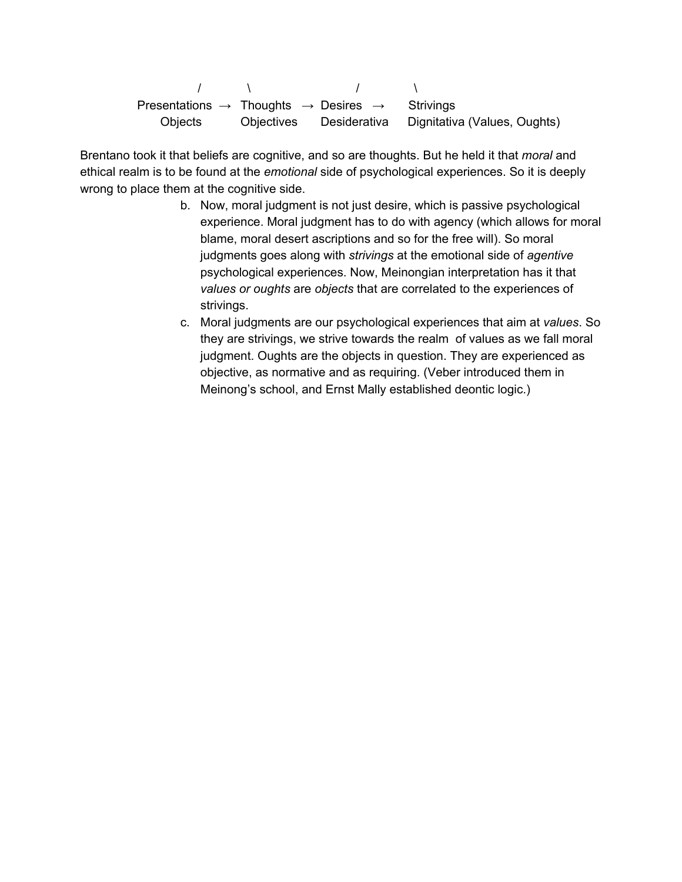```
              /         \                   /          \
Presentations →  Thoughts  →  Desires  →     Strivings
    Objects       Objectives   Desiderativa   Dignitativa (Values, Oughts)
```

Brentano took it that beliefs are cognitive, and so are thoughts. But he held it that *moral* and ethical realm is to be found at the *emotional* side of psychological experiences. So it is deeply wrong to place them at the cognitive side.

b. Now, moral judgment is not just desire, which is passive psychological experience. Moral judgment has to do with agency (which allows for moral blame, moral desert ascriptions and so for the free will). So moral judgments goes along with *strivings* at the emotional side of *agentive* psychological experiences. Now, Meinongian interpretation has it that *values or oughts* are *objects* that are correlated to the experiences of strivings.
c. Moral judgments are our psychological experiences that aim at *values*. So they are strivings, we strive towards the realm of values as we fall moral judgment. Oughts are the objects in question. They are experienced as objective, as normative and as requiring. (Veber introduced them in Meinong's school, and Ernst Mally established deontic logic.)